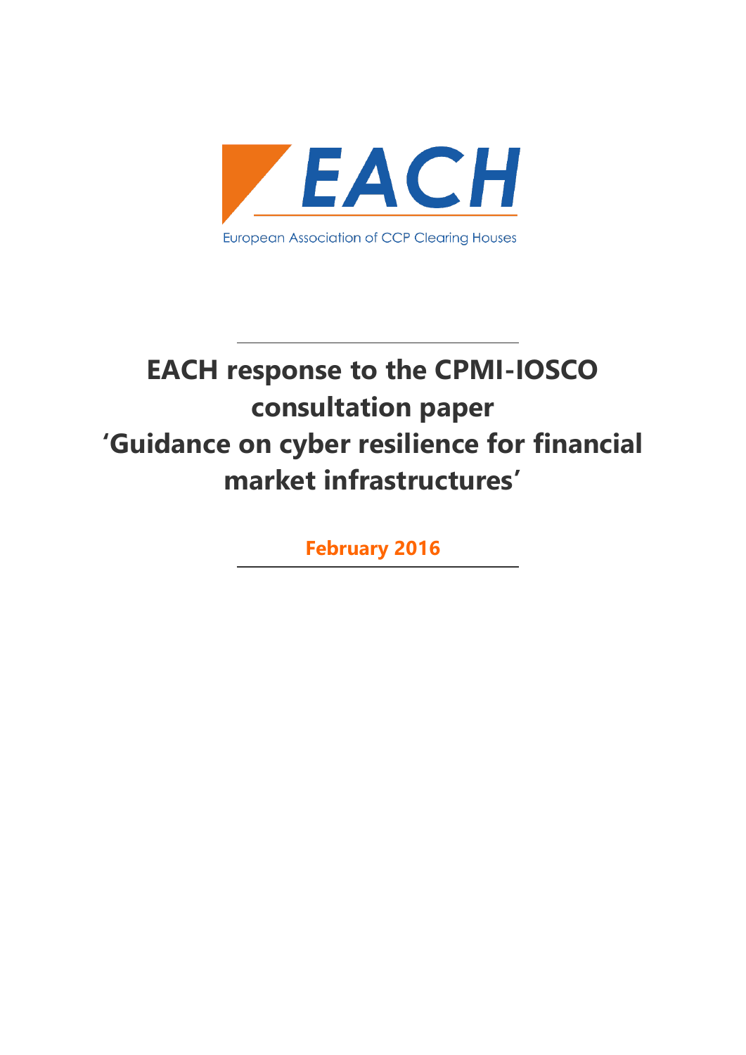EACH

European Association of CCP Clearing Houses

# EACH response to the CPMI-IOSCO consultation paper 'Guidance on cyber resilience for financial market infrastructures'

**February 2016**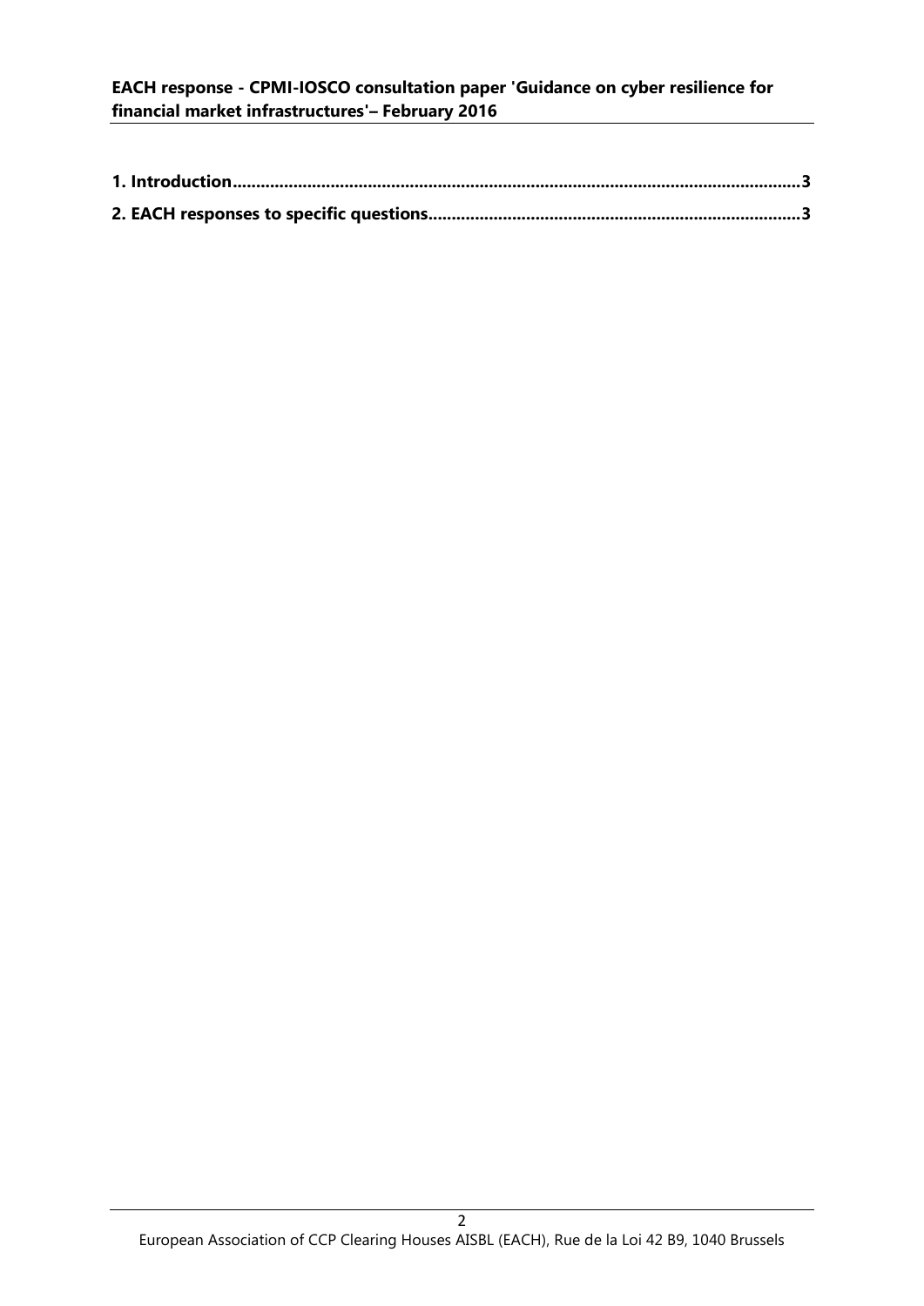**1. Introduction....................................................................................................................3**

**2. EACH responses to specific questions...............................................................................3**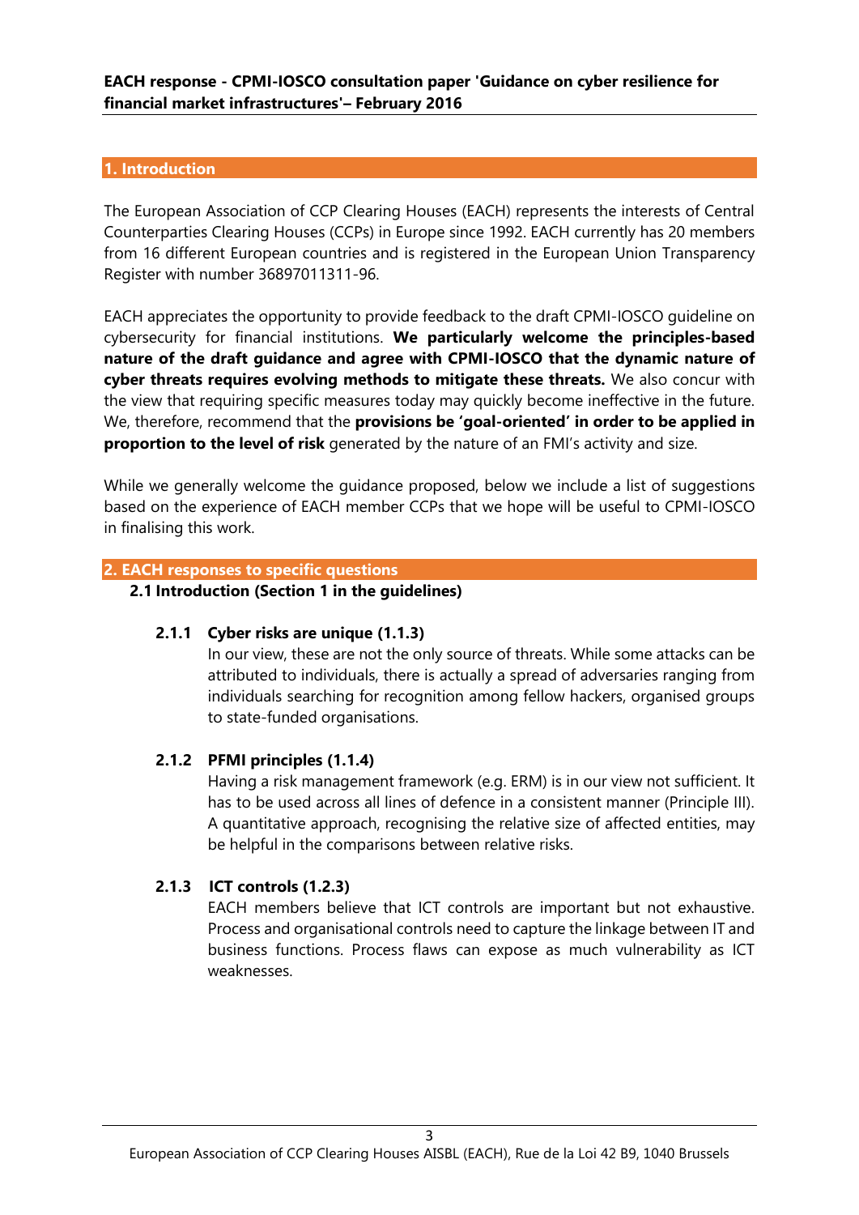**EACH response - CPMI-IOSCO consultation paper 'Guidance on cyber resilience for financial market infrastructures'– February 2016**

## 1. Introduction

The European Association of CCP Clearing Houses (EACH) represents the interests of Central Counterparties Clearing Houses (CCPs) in Europe since 1992. EACH currently has 20 members from 16 different European countries and is registered in the European Union Transparency Register with number 36897011311-96.

EACH appreciates the opportunity to provide feedback to the draft CPMI-IOSCO guideline on cybersecurity for financial institutions. **We particularly welcome the principles-based nature of the draft guidance and agree with CPMI-IOSCO that the dynamic nature of cyber threats requires evolving methods to mitigate these threats.** We also concur with the view that requiring specific measures today may quickly become ineffective in the future. We, therefore, recommend that the **provisions be 'goal-oriented' in order to be applied in proportion to the level of risk** generated by the nature of an FMI's activity and size.

While we generally welcome the guidance proposed, below we include a list of suggestions based on the experience of EACH member CCPs that we hope will be useful to CPMI-IOSCO in finalising this work.

## 2. EACH responses to specific questions

### 2.1 Introduction (Section 1 in the guidelines)

#### 2.1.1 Cyber risks are unique (1.1.3)

In our view, these are not the only source of threats. While some attacks can be attributed to individuals, there is actually a spread of adversaries ranging from individuals searching for recognition among fellow hackers, organised groups to state-funded organisations.

#### 2.1.2 PFMI principles (1.1.4)

Having a risk management framework (e.g. ERM) is in our view not sufficient. It has to be used across all lines of defence in a consistent manner (Principle III). A quantitative approach, recognising the relative size of affected entities, may be helpful in the comparisons between relative risks.

#### 2.1.3 ICT controls (1.2.3)

EACH members believe that ICT controls are important but not exhaustive. Process and organisational controls need to capture the linkage between IT and business functions. Process flaws can expose as much vulnerability as ICT weaknesses.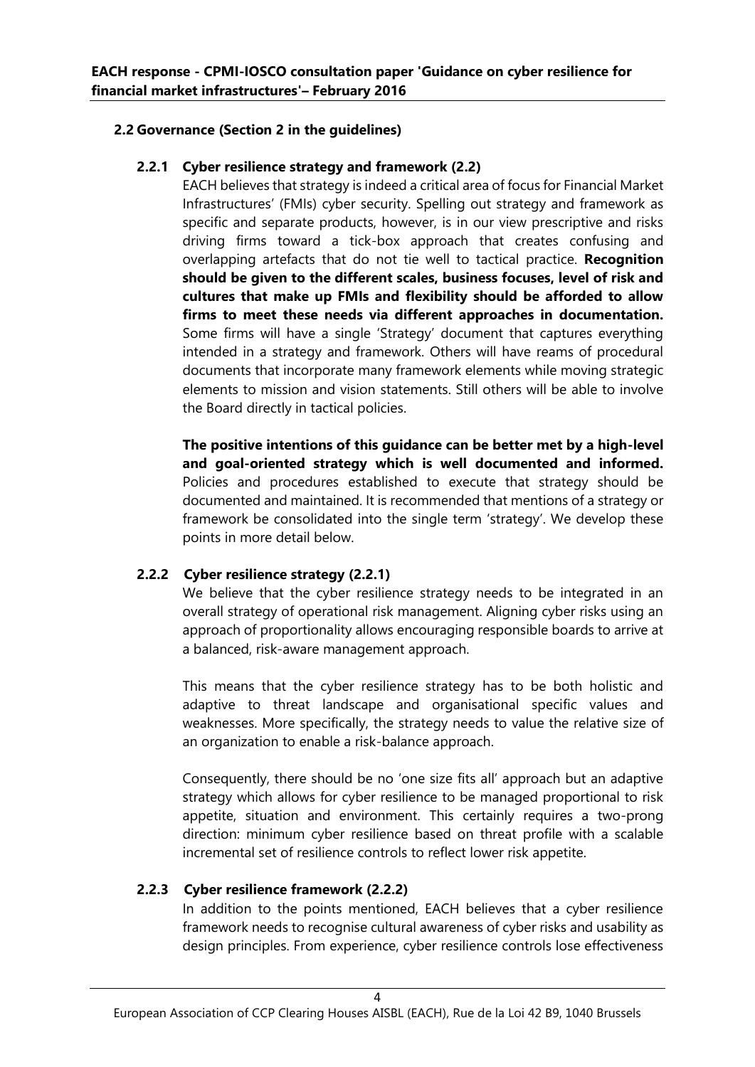## 2.2 Governance (Section 2 in the guidelines)

### 2.2.1 Cyber resilience strategy and framework (2.2)

EACH believes that strategy is indeed a critical area of focus for Financial Market Infrastructures' (FMIs) cyber security. Spelling out strategy and framework as specific and separate products, however, is in our view prescriptive and risks driving firms toward a tick-box approach that creates confusing and overlapping artefacts that do not tie well to tactical practice. **Recognition should be given to the different scales, business focuses, level of risk and cultures that make up FMIs and flexibility should be afforded to allow firms to meet these needs via different approaches in documentation.** Some firms will have a single 'Strategy' document that captures everything intended in a strategy and framework. Others will have reams of procedural documents that incorporate many framework elements while moving strategic elements to mission and vision statements. Still others will be able to involve the Board directly in tactical policies.

**The positive intentions of this guidance can be better met by a high-level and goal-oriented strategy which is well documented and informed.** Policies and procedures established to execute that strategy should be documented and maintained. It is recommended that mentions of a strategy or framework be consolidated into the single term 'strategy'. We develop these points in more detail below.

### 2.2.2 Cyber resilience strategy (2.2.1)

We believe that the cyber resilience strategy needs to be integrated in an overall strategy of operational risk management. Aligning cyber risks using an approach of proportionality allows encouraging responsible boards to arrive at a balanced, risk-aware management approach.

This means that the cyber resilience strategy has to be both holistic and adaptive to threat landscape and organisational specific values and weaknesses. More specifically, the strategy needs to value the relative size of an organization to enable a risk-balance approach.

Consequently, there should be no 'one size fits all' approach but an adaptive strategy which allows for cyber resilience to be managed proportional to risk appetite, situation and environment. This certainly requires a two-prong direction: minimum cyber resilience based on threat profile with a scalable incremental set of resilience controls to reflect lower risk appetite.

### 2.2.3 Cyber resilience framework (2.2.2)

In addition to the points mentioned, EACH believes that a cyber resilience framework needs to recognise cultural awareness of cyber risks and usability as design principles. From experience, cyber resilience controls lose effectiveness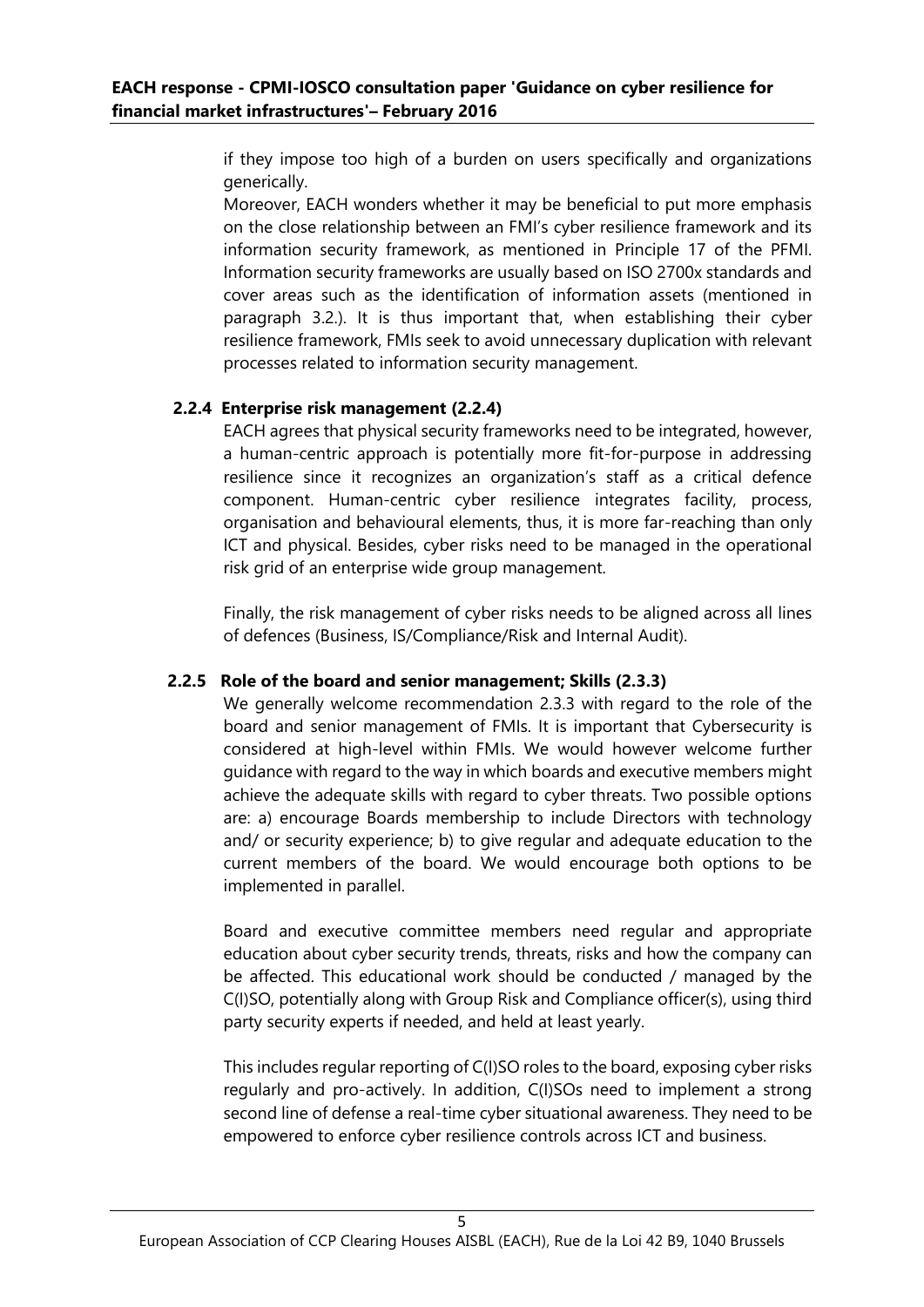if they impose too high of a burden on users specifically and organizations generically.

Moreover, EACH wonders whether it may be beneficial to put more emphasis on the close relationship between an FMI's cyber resilience framework and its information security framework, as mentioned in Principle 17 of the PFMI. Information security frameworks are usually based on ISO 2700x standards and cover areas such as the identification of information assets (mentioned in paragraph 3.2.). It is thus important that, when establishing their cyber resilience framework, FMIs seek to avoid unnecessary duplication with relevant processes related to information security management.

### 2.2.4 Enterprise risk management (2.2.4)

EACH agrees that physical security frameworks need to be integrated, however, a human-centric approach is potentially more fit-for-purpose in addressing resilience since it recognizes an organization's staff as a critical defence component. Human-centric cyber resilience integrates facility, process, organisation and behavioural elements, thus, it is more far-reaching than only ICT and physical. Besides, cyber risks need to be managed in the operational risk grid of an enterprise wide group management.

Finally, the risk management of cyber risks needs to be aligned across all lines of defences (Business, IS/Compliance/Risk and Internal Audit).

### 2.2.5 Role of the board and senior management; Skills (2.3.3)

We generally welcome recommendation 2.3.3 with regard to the role of the board and senior management of FMIs. It is important that Cybersecurity is considered at high-level within FMIs. We would however welcome further guidance with regard to the way in which boards and executive members might achieve the adequate skills with regard to cyber threats. Two possible options are: a) encourage Boards membership to include Directors with technology and/ or security experience; b) to give regular and adequate education to the current members of the board. We would encourage both options to be implemented in parallel.

Board and executive committee members need regular and appropriate education about cyber security trends, threats, risks and how the company can be affected. This educational work should be conducted / managed by the C(I)SO, potentially along with Group Risk and Compliance officer(s), using third party security experts if needed, and held at least yearly.

This includes regular reporting of C(I)SO roles to the board, exposing cyber risks regularly and pro-actively. In addition, C(I)SOs need to implement a strong second line of defense a real-time cyber situational awareness. They need to be empowered to enforce cyber resilience controls across ICT and business.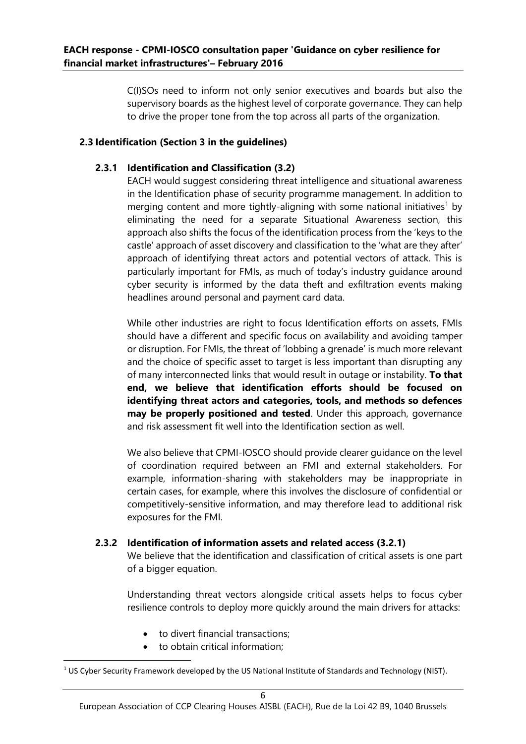C(I)SOs need to inform not only senior executives and boards but also the supervisory boards as the highest level of corporate governance. They can help to drive the proper tone from the top across all parts of the organization.

### 2.3 Identification (Section 3 in the guidelines)

#### 2.3.1 Identification and Classification (3.2)

EACH would suggest considering threat intelligence and situational awareness in the Identification phase of security programme management. In addition to merging content and more tightly-aligning with some national initiatives[1] by eliminating the need for a separate Situational Awareness section, this approach also shifts the focus of the identification process from the 'keys to the castle' approach of asset discovery and classification to the 'what are they after' approach of identifying threat actors and potential vectors of attack. This is particularly important for FMIs, as much of today's industry guidance around cyber security is informed by the data theft and exfiltration events making headlines around personal and payment card data.

While other industries are right to focus Identification efforts on assets, FMIs should have a different and specific focus on availability and avoiding tamper or disruption. For FMIs, the threat of 'lobbing a grenade' is much more relevant and the choice of specific asset to target is less important than disrupting any of many interconnected links that would result in outage or instability. **To that end, we believe that identification efforts should be focused on identifying threat actors and categories, tools, and methods so defences may be properly positioned and tested**. Under this approach, governance and risk assessment fit well into the Identification section as well.

We also believe that CPMI-IOSCO should provide clearer guidance on the level of coordination required between an FMI and external stakeholders. For example, information-sharing with stakeholders may be inappropriate in certain cases, for example, where this involves the disclosure of confidential or competitively-sensitive information, and may therefore lead to additional risk exposures for the FMI.

#### 2.3.2 Identification of information assets and related access (3.2.1)

We believe that the identification and classification of critical assets is one part of a bigger equation.

Understanding threat vectors alongside critical assets helps to focus cyber resilience controls to deploy more quickly around the main drivers for attacks:

- to divert financial transactions;
- to obtain critical information;

[1] US Cyber Security Framework developed by the US National Institute of Standards and Technology (NIST).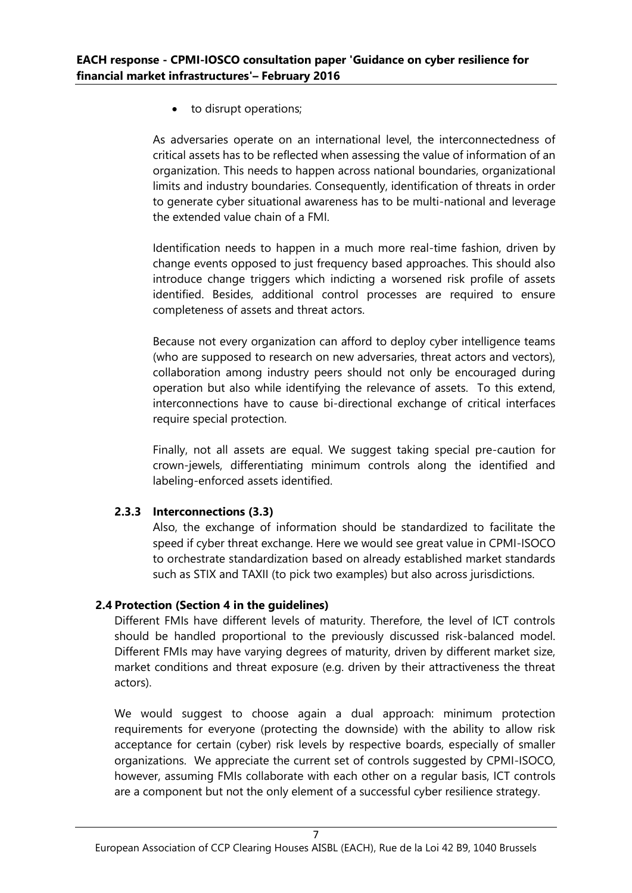- to disrupt operations;

As adversaries operate on an international level, the interconnectedness of critical assets has to be reflected when assessing the value of information of an organization. This needs to happen across national boundaries, organizational limits and industry boundaries. Consequently, identification of threats in order to generate cyber situational awareness has to be multi-national and leverage the extended value chain of a FMI.

Identification needs to happen in a much more real-time fashion, driven by change events opposed to just frequency based approaches. This should also introduce change triggers which indicting a worsened risk profile of assets identified. Besides, additional control processes are required to ensure completeness of assets and threat actors.

Because not every organization can afford to deploy cyber intelligence teams (who are supposed to research on new adversaries, threat actors and vectors), collaboration among industry peers should not only be encouraged during operation but also while identifying the relevance of assets. To this extend, interconnections have to cause bi-directional exchange of critical interfaces require special protection.

Finally, not all assets are equal. We suggest taking special pre-caution for crown-jewels, differentiating minimum controls along the identified and labeling-enforced assets identified.

### 2.3.3 Interconnections (3.3)

Also, the exchange of information should be standardized to facilitate the speed if cyber threat exchange. Here we would see great value in CPMI-ISOCO to orchestrate standardization based on already established market standards such as STIX and TAXII (to pick two examples) but also across jurisdictions.

## 2.4 Protection (Section 4 in the guidelines)

Different FMIs have different levels of maturity. Therefore, the level of ICT controls should be handled proportional to the previously discussed risk-balanced model. Different FMIs may have varying degrees of maturity, driven by different market size, market conditions and threat exposure (e.g. driven by their attractiveness the threat actors).

We would suggest to choose again a dual approach: minimum protection requirements for everyone (protecting the downside) with the ability to allow risk acceptance for certain (cyber) risk levels by respective boards, especially of smaller organizations. We appreciate the current set of controls suggested by CPMI-ISOCO, however, assuming FMIs collaborate with each other on a regular basis, ICT controls are a component but not the only element of a successful cyber resilience strategy.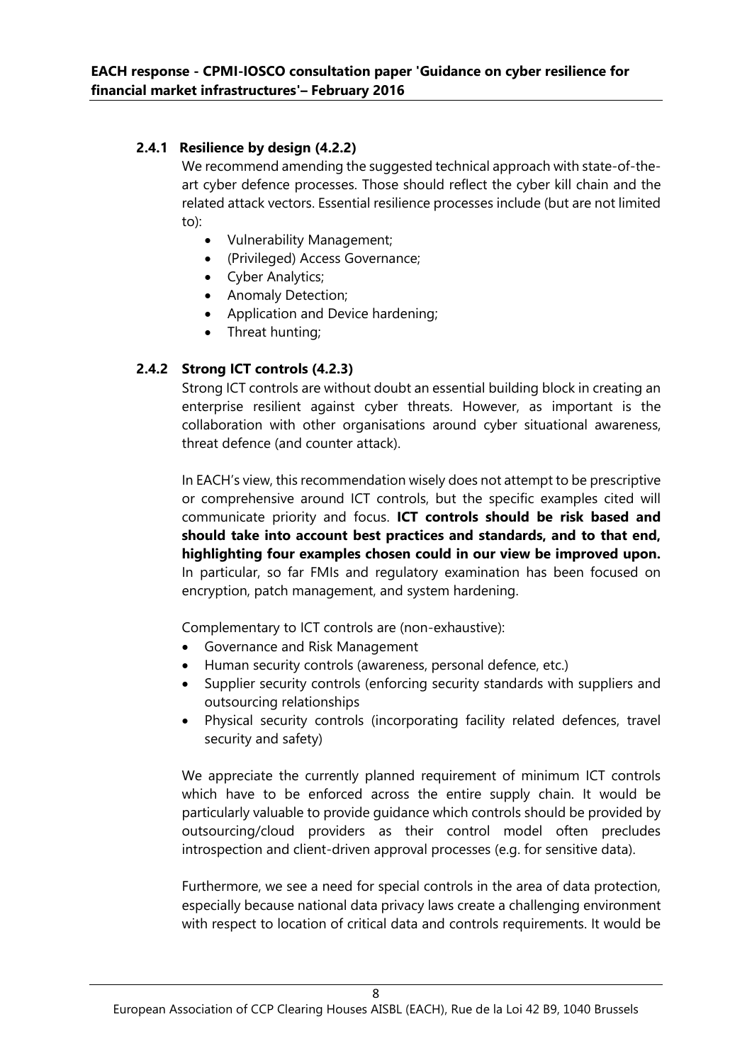### 2.4.1 Resilience by design (4.2.2)

We recommend amending the suggested technical approach with state-of-the-art cyber defence processes. Those should reflect the cyber kill chain and the related attack vectors. Essential resilience processes include (but are not limited to):

- Vulnerability Management;
- (Privileged) Access Governance;
- Cyber Analytics;
- Anomaly Detection;
- Application and Device hardening;
- Threat hunting;

### 2.4.2 Strong ICT controls (4.2.3)

Strong ICT controls are without doubt an essential building block in creating an enterprise resilient against cyber threats. However, as important is the collaboration with other organisations around cyber situational awareness, threat defence (and counter attack).

In EACH's view, this recommendation wisely does not attempt to be prescriptive or comprehensive around ICT controls, but the specific examples cited will communicate priority and focus. **ICT controls should be risk based and should take into account best practices and standards, and to that end, highlighting four examples chosen could in our view be improved upon.** In particular, so far FMIs and regulatory examination has been focused on encryption, patch management, and system hardening.

Complementary to ICT controls are (non-exhaustive):

- Governance and Risk Management
- Human security controls (awareness, personal defence, etc.)
- Supplier security controls (enforcing security standards with suppliers and outsourcing relationships
- Physical security controls (incorporating facility related defences, travel security and safety)

We appreciate the currently planned requirement of minimum ICT controls which have to be enforced across the entire supply chain. It would be particularly valuable to provide guidance which controls should be provided by outsourcing/cloud providers as their control model often precludes introspection and client-driven approval processes (e.g. for sensitive data).

Furthermore, we see a need for special controls in the area of data protection, especially because national data privacy laws create a challenging environment with respect to location of critical data and controls requirements. It would be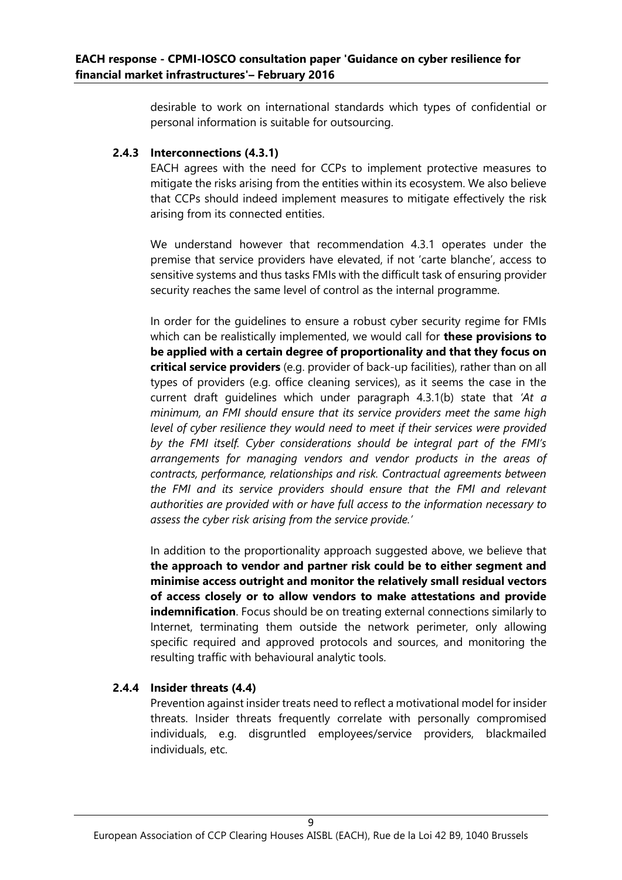desirable to work on international standards which types of confidential or personal information is suitable for outsourcing.

### 2.4.3 Interconnections (4.3.1)

EACH agrees with the need for CCPs to implement protective measures to mitigate the risks arising from the entities within its ecosystem. We also believe that CCPs should indeed implement measures to mitigate effectively the risk arising from its connected entities.

We understand however that recommendation 4.3.1 operates under the premise that service providers have elevated, if not 'carte blanche', access to sensitive systems and thus tasks FMIs with the difficult task of ensuring provider security reaches the same level of control as the internal programme.

In order for the guidelines to ensure a robust cyber security regime for FMIs which can be realistically implemented, we would call for **these provisions to be applied with a certain degree of proportionality and that they focus on critical service providers** (e.g. provider of back-up facilities), rather than on all types of providers (e.g. office cleaning services), as it seems the case in the current draft guidelines which under paragraph 4.3.1(b) state that *'At a minimum, an FMI should ensure that its service providers meet the same high level of cyber resilience they would need to meet if their services were provided by the FMI itself. Cyber considerations should be integral part of the FMI's arrangements for managing vendors and vendor products in the areas of contracts, performance, relationships and risk. Contractual agreements between the FMI and its service providers should ensure that the FMI and relevant authorities are provided with or have full access to the information necessary to assess the cyber risk arising from the service provide.'*

In addition to the proportionality approach suggested above, we believe that **the approach to vendor and partner risk could be to either segment and minimise access outright and monitor the relatively small residual vectors of access closely or to allow vendors to make attestations and provide indemnification**. Focus should be on treating external connections similarly to Internet, terminating them outside the network perimeter, only allowing specific required and approved protocols and sources, and monitoring the resulting traffic with behavioural analytic tools.

### 2.4.4 Insider threats (4.4)

Prevention against insider treats need to reflect a motivational model for insider threats. Insider threats frequently correlate with personally compromised individuals, e.g. disgruntled employees/service providers, blackmailed individuals, etc.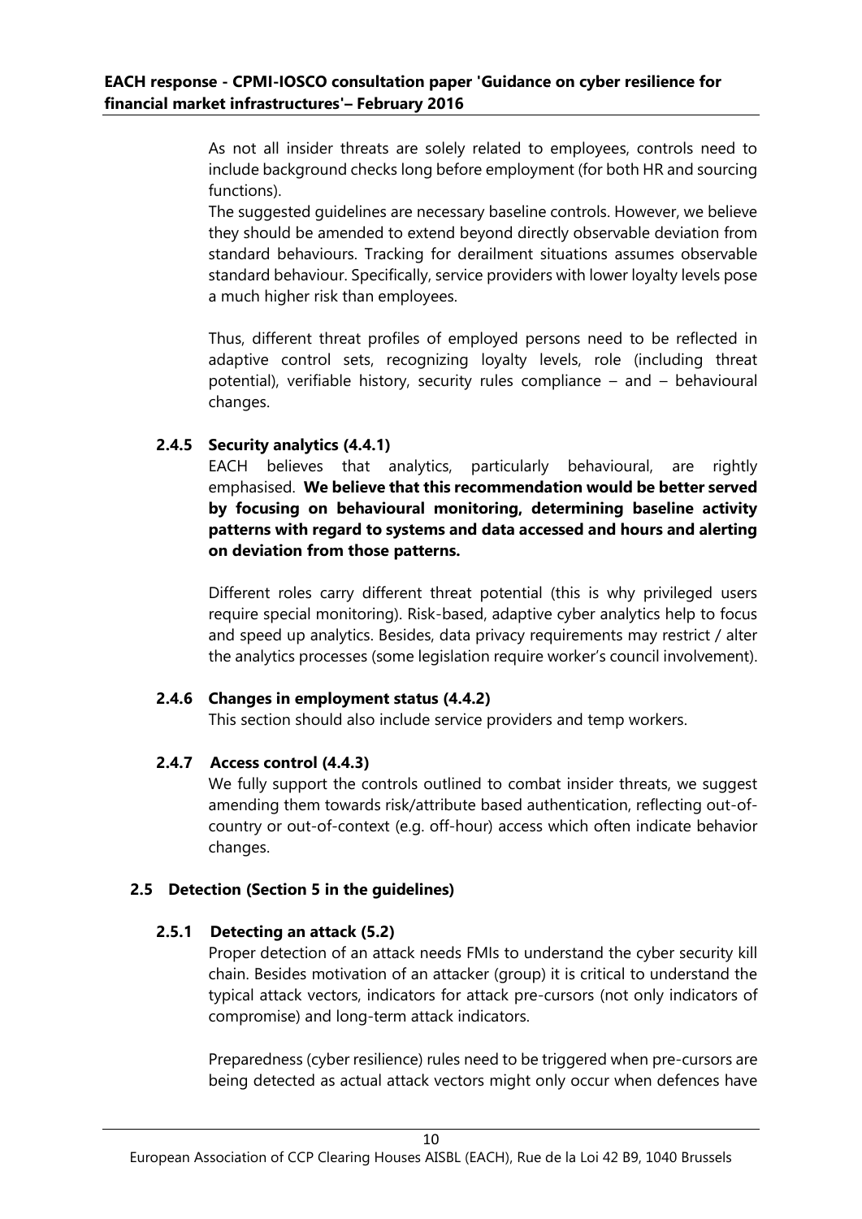As not all insider threats are solely related to employees, controls need to include background checks long before employment (for both HR and sourcing functions).

The suggested guidelines are necessary baseline controls. However, we believe they should be amended to extend beyond directly observable deviation from standard behaviours. Tracking for derailment situations assumes observable standard behaviour. Specifically, service providers with lower loyalty levels pose a much higher risk than employees.

Thus, different threat profiles of employed persons need to be reflected in adaptive control sets, recognizing loyalty levels, role (including threat potential), verifiable history, security rules compliance – and – behavioural changes.

#### 2.4.5 Security analytics (4.4.1)

EACH believes that analytics, particularly behavioural, are rightly emphasised. **We believe that this recommendation would be better served by focusing on behavioural monitoring, determining baseline activity patterns with regard to systems and data accessed and hours and alerting on deviation from those patterns.**

Different roles carry different threat potential (this is why privileged users require special monitoring). Risk-based, adaptive cyber analytics help to focus and speed up analytics. Besides, data privacy requirements may restrict / alter the analytics processes (some legislation require worker's council involvement).

#### 2.4.6 Changes in employment status (4.4.2)

This section should also include service providers and temp workers.

#### 2.4.7 Access control (4.4.3)

We fully support the controls outlined to combat insider threats, we suggest amending them towards risk/attribute based authentication, reflecting out-of-country or out-of-context (e.g. off-hour) access which often indicate behavior changes.

### 2.5 Detection (Section 5 in the guidelines)

#### 2.5.1 Detecting an attack (5.2)

Proper detection of an attack needs FMIs to understand the cyber security kill chain. Besides motivation of an attacker (group) it is critical to understand the typical attack vectors, indicators for attack pre-cursors (not only indicators of compromise) and long-term attack indicators.

Preparedness (cyber resilience) rules need to be triggered when pre-cursors are being detected as actual attack vectors might only occur when defences have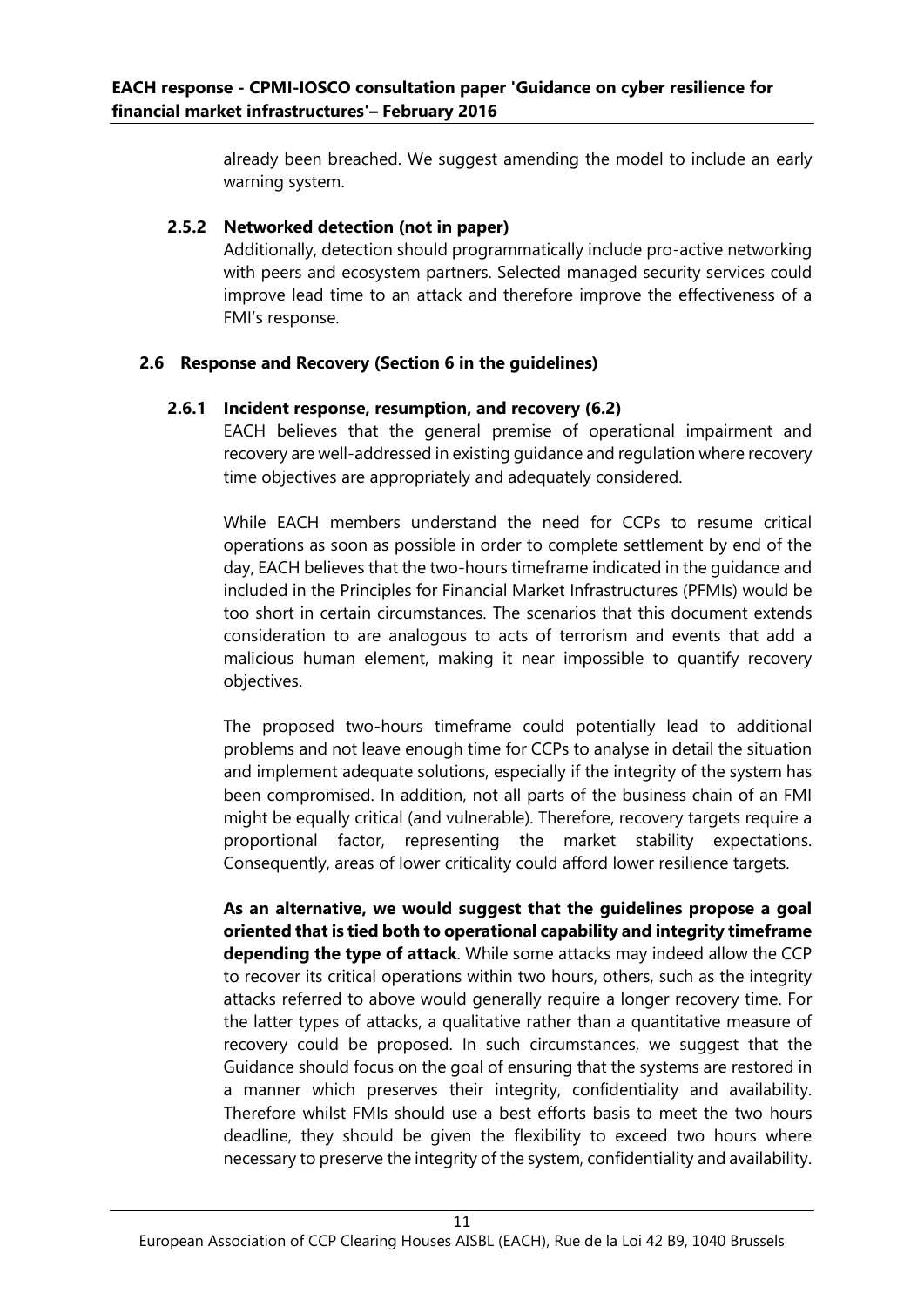already been breached. We suggest amending the model to include an early warning system.

### 2.5.2 Networked detection (not in paper)

Additionally, detection should programmatically include pro-active networking with peers and ecosystem partners. Selected managed security services could improve lead time to an attack and therefore improve the effectiveness of a FMI's response.

## 2.6 Response and Recovery (Section 6 in the guidelines)

### 2.6.1 Incident response, resumption, and recovery (6.2)

EACH believes that the general premise of operational impairment and recovery are well-addressed in existing guidance and regulation where recovery time objectives are appropriately and adequately considered.

While EACH members understand the need for CCPs to resume critical operations as soon as possible in order to complete settlement by end of the day, EACH believes that the two-hours timeframe indicated in the guidance and included in the Principles for Financial Market Infrastructures (PFMIs) would be too short in certain circumstances. The scenarios that this document extends consideration to are analogous to acts of terrorism and events that add a malicious human element, making it near impossible to quantify recovery objectives.

The proposed two-hours timeframe could potentially lead to additional problems and not leave enough time for CCPs to analyse in detail the situation and implement adequate solutions, especially if the integrity of the system has been compromised. In addition, not all parts of the business chain of an FMI might be equally critical (and vulnerable). Therefore, recovery targets require a proportional factor, representing the market stability expectations. Consequently, areas of lower criticality could afford lower resilience targets.

**As an alternative, we would suggest that the guidelines propose a goal oriented that is tied both to operational capability and integrity timeframe depending the type of attack**. While some attacks may indeed allow the CCP to recover its critical operations within two hours, others, such as the integrity attacks referred to above would generally require a longer recovery time. For the latter types of attacks, a qualitative rather than a quantitative measure of recovery could be proposed. In such circumstances, we suggest that the Guidance should focus on the goal of ensuring that the systems are restored in a manner which preserves their integrity, confidentiality and availability. Therefore whilst FMIs should use a best efforts basis to meet the two hours deadline, they should be given the flexibility to exceed two hours where necessary to preserve the integrity of the system, confidentiality and availability.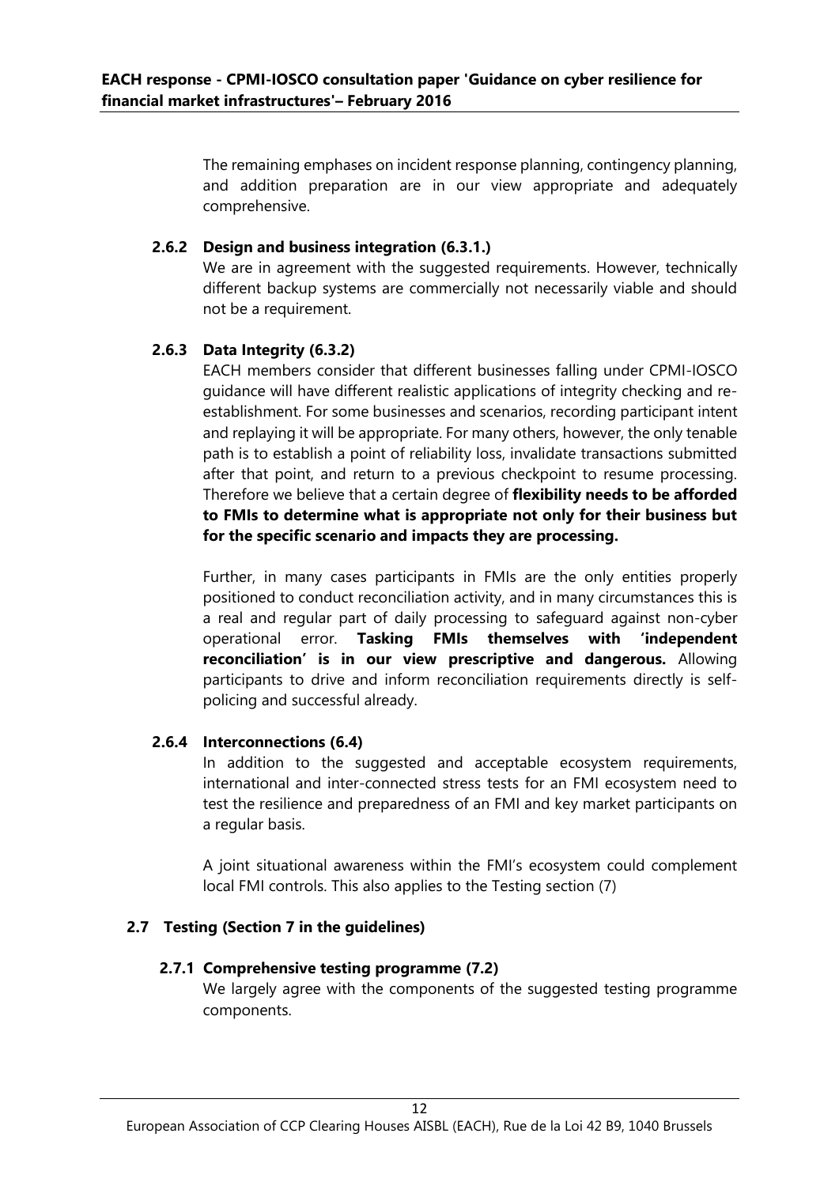The remaining emphases on incident response planning, contingency planning, and addition preparation are in our view appropriate and adequately comprehensive.

#### 2.6.2 Design and business integration (6.3.1.)

We are in agreement with the suggested requirements. However, technically different backup systems are commercially not necessarily viable and should not be a requirement.

#### 2.6.3 Data Integrity (6.3.2)

EACH members consider that different businesses falling under CPMI-IOSCO guidance will have different realistic applications of integrity checking and re-establishment. For some businesses and scenarios, recording participant intent and replaying it will be appropriate. For many others, however, the only tenable path is to establish a point of reliability loss, invalidate transactions submitted after that point, and return to a previous checkpoint to resume processing. Therefore we believe that a certain degree of **flexibility needs to be afforded to FMIs to determine what is appropriate not only for their business but for the specific scenario and impacts they are processing.**

Further, in many cases participants in FMIs are the only entities properly positioned to conduct reconciliation activity, and in many circumstances this is a real and regular part of daily processing to safeguard against non-cyber operational error. **Tasking FMIs themselves with 'independent reconciliation' is in our view prescriptive and dangerous.** Allowing participants to drive and inform reconciliation requirements directly is self-policing and successful already.

#### 2.6.4 Interconnections (6.4)

In addition to the suggested and acceptable ecosystem requirements, international and inter-connected stress tests for an FMI ecosystem need to test the resilience and preparedness of an FMI and key market participants on a regular basis.

A joint situational awareness within the FMI's ecosystem could complement local FMI controls. This also applies to the Testing section (7)

### 2.7 Testing (Section 7 in the guidelines)

#### 2.7.1 Comprehensive testing programme (7.2)

We largely agree with the components of the suggested testing programme components.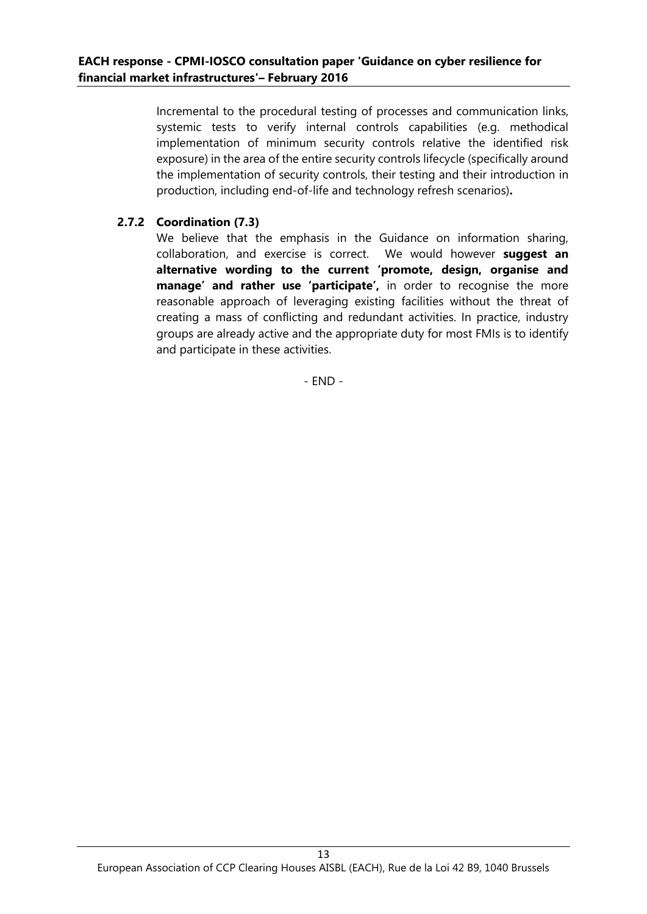Incremental to the procedural testing of processes and communication links, systemic tests to verify internal controls capabilities (e.g. methodical implementation of minimum security controls relative the identified risk exposure) in the area of the entire security controls lifecycle (specifically around the implementation of security controls, their testing and their introduction in production, including end-of-life and technology refresh scenarios)**.**

### 2.7.2 Coordination (7.3)

We believe that the emphasis in the Guidance on information sharing, collaboration, and exercise is correct. We would however **suggest an alternative wording to the current 'promote, design, organise and manage' and rather use 'participate',** in order to recognise the more reasonable approach of leveraging existing facilities without the threat of creating a mass of conflicting and redundant activities. In practice, industry groups are already active and the appropriate duty for most FMIs is to identify and participate in these activities.

- END -